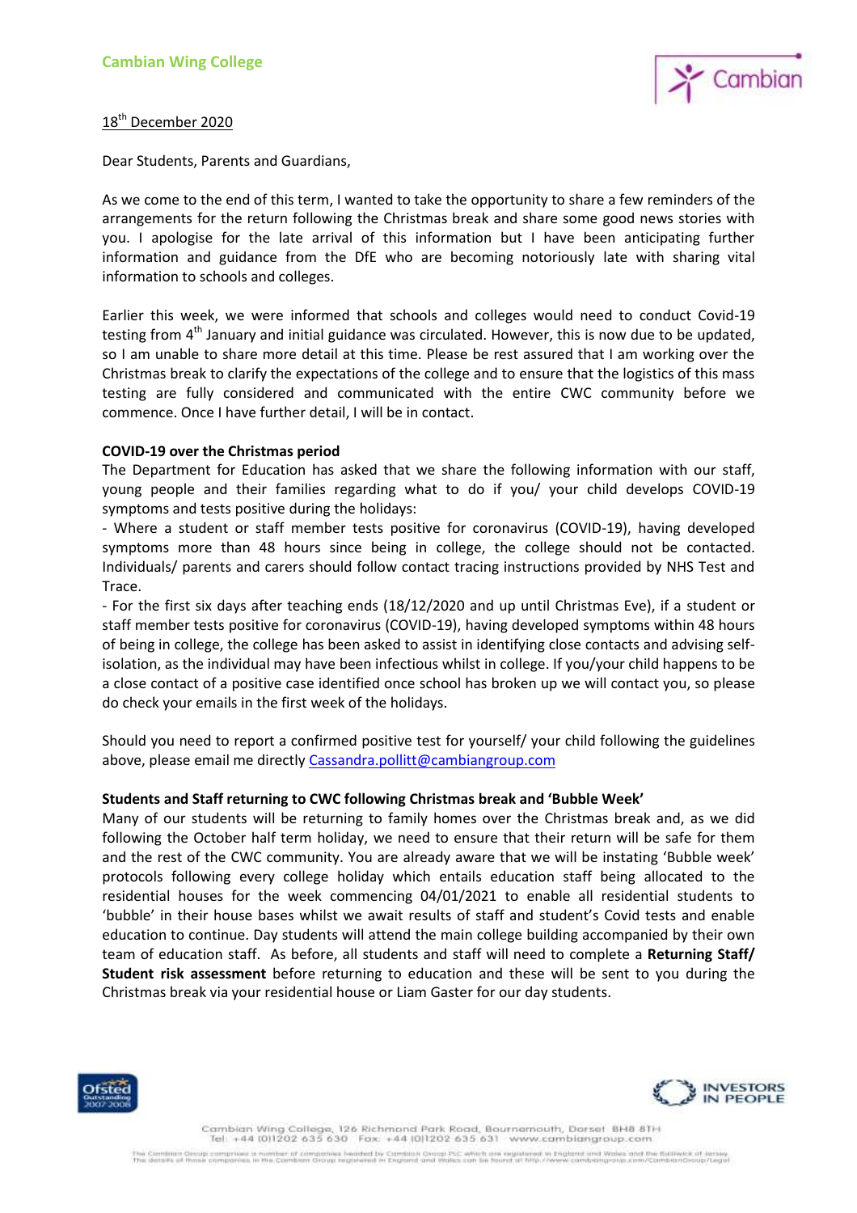**Cambian Wing College**

18th December 2020

Dear Students, Parents and Guardians,

As we come to the end of this term, I wanted to take the opportunity to share a few reminders of the arrangements for the return following the Christmas break and share some good news stories with you. I apologise for the late arrival of this information but I have been anticipating further information and guidance from the DfE who are becoming notoriously late with sharing vital information to schools and colleges.

Earlier this week, we were informed that schools and colleges would need to conduct Covid-19 testing from 4th January and initial guidance was circulated. However, this is now due to be updated, so I am unable to share more detail at this time. Please be rest assured that I am working over the Christmas break to clarify the expectations of the college and to ensure that the logistics of this mass testing are fully considered and communicated with the entire CWC community before we commence. Once I have further detail, I will be in contact.

**COVID-19 over the Christmas period**

The Department for Education has asked that we share the following information with our staff, young people and their families regarding what to do if you/ your child develops COVID-19 symptoms and tests positive during the holidays:

- Where a student or staff member tests positive for coronavirus (COVID-19), having developed symptoms more than 48 hours since being in college, the college should not be contacted. Individuals/ parents and carers should follow contact tracing instructions provided by NHS Test and Trace.
- For the first six days after teaching ends (18/12/2020 and up until Christmas Eve), if a student or staff member tests positive for coronavirus (COVID-19), having developed symptoms within 48 hours of being in college, the college has been asked to assist in identifying close contacts and advising self-isolation, as the individual may have been infectious whilst in college. If you/your child happens to be a close contact of a positive case identified once school has broken up we will contact you, so please do check your emails in the first week of the holidays.

Should you need to report a confirmed positive test for yourself/ your child following the guidelines above, please email me directly Cassandra.pollitt@cambiangroup.com

**Students and Staff returning to CWC following Christmas break and 'Bubble Week'**

Many of our students will be returning to family homes over the Christmas break and, as we did following the October half term holiday, we need to ensure that their return will be safe for them and the rest of the CWC community. You are already aware that we will be instating 'Bubble week' protocols following every college holiday which entails education staff being allocated to the residential houses for the week commencing 04/01/2021 to enable all residential students to 'bubble' in their house bases whilst we await results of staff and student's Covid tests and enable education to continue. Day students will attend the main college building accompanied by their own team of education staff. As before, all students and staff will need to complete a **Returning Staff/ Student risk assessment** before returning to education and these will be sent to you during the Christmas break via your residential house or Liam Gaster for our day students.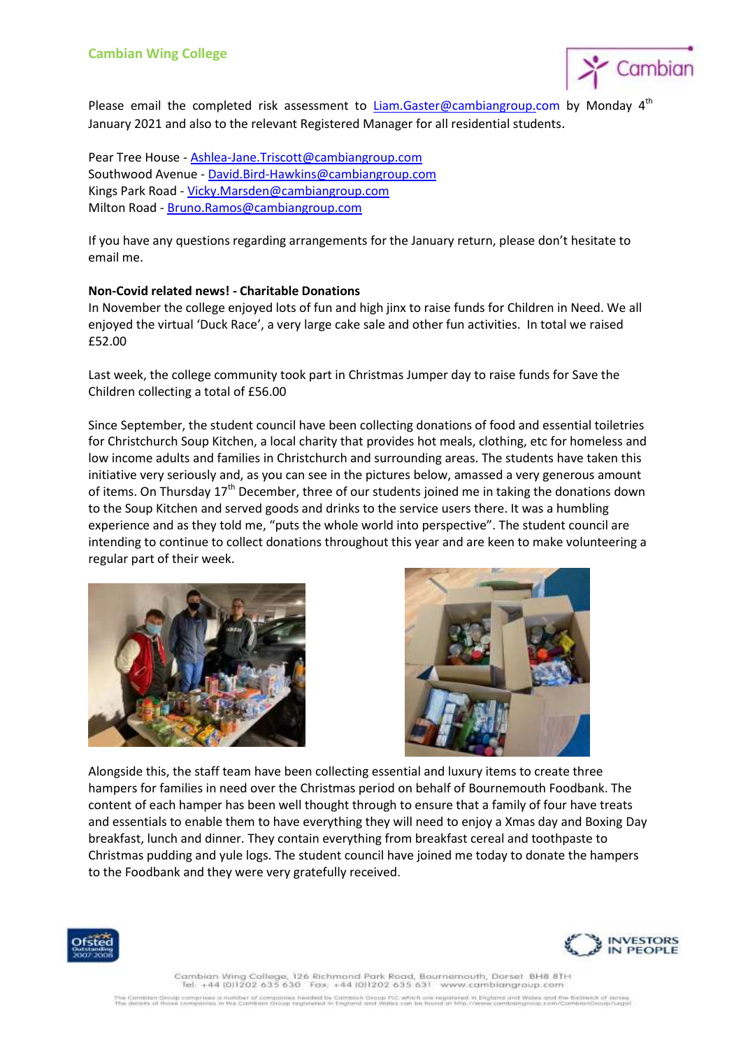Please email the completed risk assessment to Liam.Gaster@cambiangroup.com by Monday 4th January 2021 and also to the relevant Registered Manager for all residential students.

Pear Tree House - Ashlea-Jane.Triscott@cambiangroup.com
Southwood Avenue - David.Bird-Hawkins@cambiangroup.com
Kings Park Road - Vicky.Marsden@cambiangroup.com
Milton Road - Bruno.Ramos@cambiangroup.com

If you have any questions regarding arrangements for the January return, please don't hesitate to email me.

**Non-Covid related news! - Charitable Donations**

In November the college enjoyed lots of fun and high jinx to raise funds for Children in Need. We all enjoyed the virtual 'Duck Race', a very large cake sale and other fun activities. In total we raised £52.00

Last week, the college community took part in Christmas Jumper day to raise funds for Save the Children collecting a total of £56.00

Since September, the student council have been collecting donations of food and essential toiletries for Christchurch Soup Kitchen, a local charity that provides hot meals, clothing, etc for homeless and low income adults and families in Christchurch and surrounding areas. The students have taken this initiative very seriously and, as you can see in the pictures below, amassed a very generous amount of items. On Thursday 17th December, three of our students joined me in taking the donations down to the Soup Kitchen and served goods and drinks to the service users there. It was a humbling experience and as they told me, "puts the whole world into perspective". The student council are intending to continue to collect donations throughout this year and are keen to make volunteering a regular part of their week.

Alongside this, the staff team have been collecting essential and luxury items to create three hampers for families in need over the Christmas period on behalf of Bournemouth Foodbank. The content of each hamper has been well thought through to ensure that a family of four have treats and essentials to enable them to have everything they will need to enjoy a Xmas day and Boxing Day breakfast, lunch and dinner. They contain everything from breakfast cereal and toothpaste to Christmas pudding and yule logs. The student council have joined me today to donate the hampers to the Foodbank and they were very gratefully received.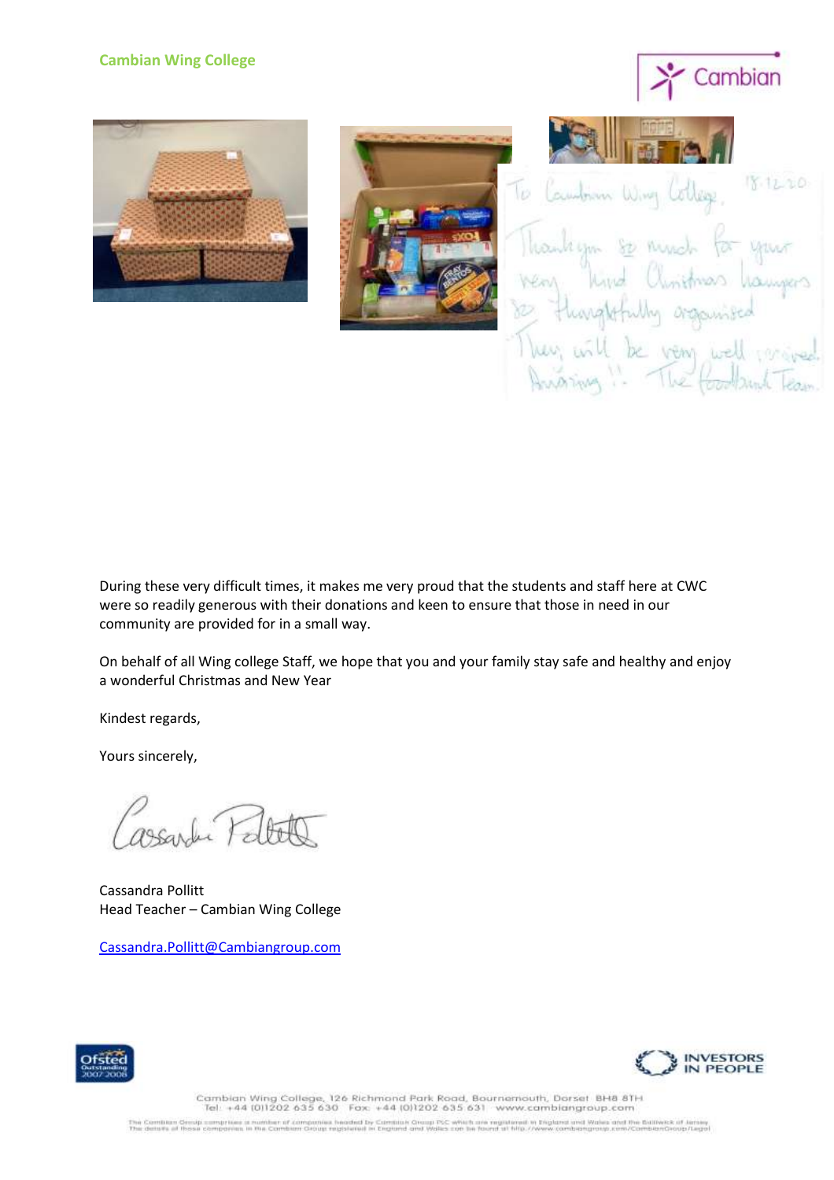During these very difficult times, it makes me very proud that the students and staff here at CWC were so readily generous with their donations and keen to ensure that those in need in our community are provided for in a small way.

On behalf of all Wing college Staff, we hope that you and your family stay safe and healthy and enjoy a wonderful Christmas and New Year

Kindest regards,

Yours sincerely,

Cassandra Pollitt
Head Teacher – Cambian Wing College

Cassandra.Pollitt@Cambiangroup.com

Cambian Wing College, 126 Richmond Park Road, Bournemouth, Dorset BH8 8TH
Tel: +44 (0)1202 635 630 Fax: +44 (0)1202 635 631 www.cambiangroup.com